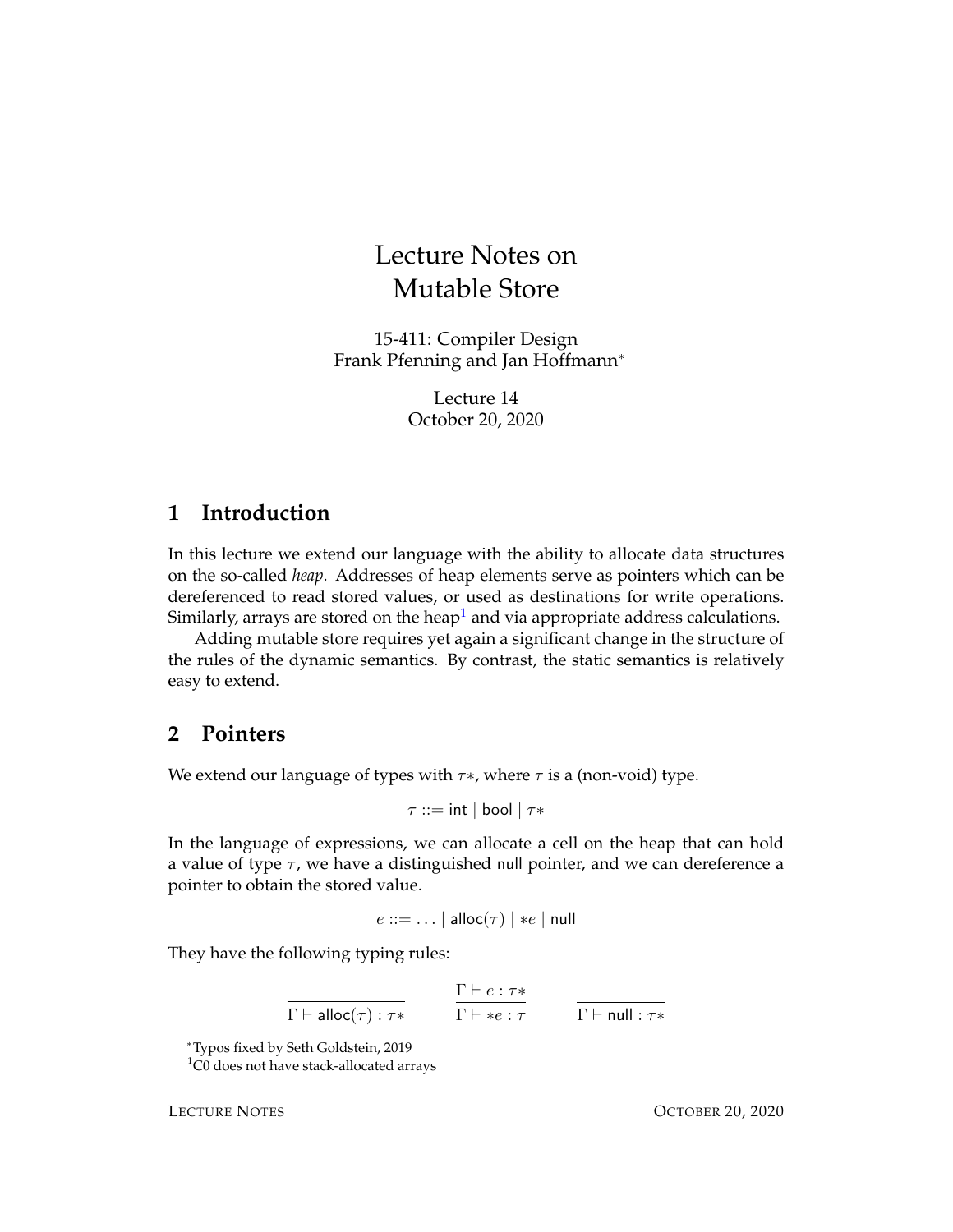# Lecture Notes on Mutable Store

15-411: Compiler Design
Frank Pfenning and Jan Hoffmann[*]

Lecture 14
October 20, 2020

## 1 Introduction

In this lecture we extend our language with the ability to allocate data structures on the so-called *heap*. Addresses of heap elements serve as pointers which can be dereferenced to read stored values, or used as destinations for write operations. Similarly, arrays are stored on the heap[1] and via appropriate address calculations.

Adding mutable store requires yet again a significant change in the structure of the rules of the dynamic semantics. By contrast, the static semantics is relatively easy to extend.

## 2 Pointers

We extend our language of types with $\tau*$, where $\tau$ is a (non-void) type.

$$\tau ::= \mathsf{int} \mid \mathsf{bool} \mid \tau*$$

In the language of expressions, we can allocate a cell on the heap that can hold a value of type $\tau$, we have a distinguished null pointer, and we can dereference a pointer to obtain the stored value.

$$e ::= \ldots \mid \mathsf{alloc}(\tau) \mid *e \mid \mathsf{null}$$

They have the following typing rules:

$$\frac{}{\Gamma \vdash \mathsf{alloc}(\tau) : \tau*} \qquad \frac{\Gamma \vdash e : \tau*}{\Gamma \vdash *e : \tau} \qquad \frac{}{\Gamma \vdash \mathsf{null} : \tau*}$$

[*] Typos fixed by Seth Goldstein, 2019

[1] C0 does not have stack-allocated arrays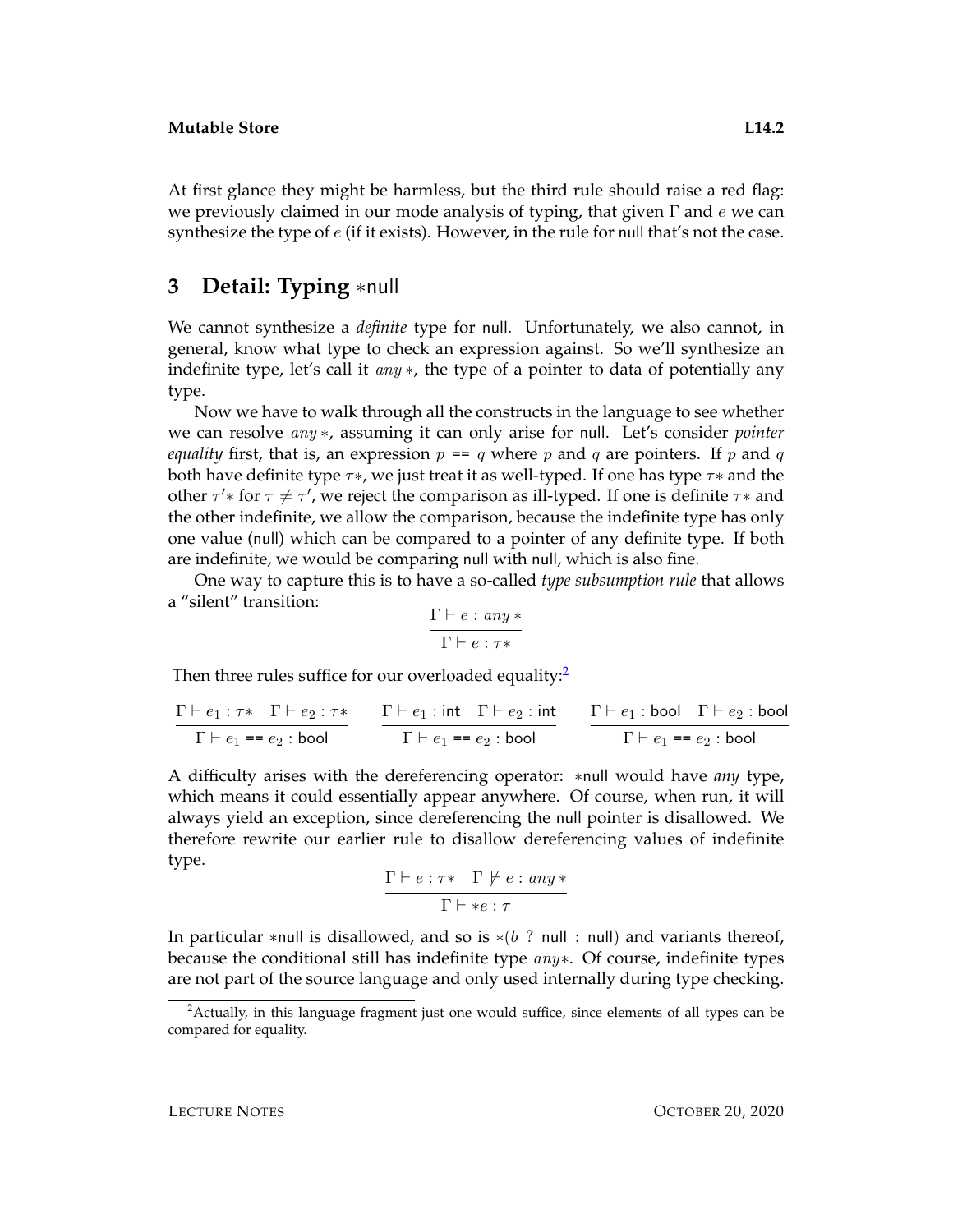At first glance they might be harmless, but the third rule should raise a red flag: we previously claimed in our mode analysis of typing, that given $\Gamma$ and $e$ we can synthesize the type of $e$ (if it exists). However, in the rule for null that's not the case.

## 3 Detail: Typing $*$null

We cannot synthesize a *definite* type for null. Unfortunately, we also cannot, in general, know what type to check an expression against. So we'll synthesize an indefinite type, let's call it $any*$, the type of a pointer to data of potentially any type.

Now we have to walk through all the constructs in the language to see whether we can resolve $any*$, assuming it can only arise for null. Let's consider *pointer equality* first, that is, an expression $p$ == $q$ where $p$ and $q$ are pointers. If $p$ and $q$ both have definite type $\tau*$, we just treat it as well-typed. If one has type $\tau*$ and the other $\tau'*$ for $\tau \neq \tau'$, we reject the comparison as ill-typed. If one is definite $\tau*$ and the other indefinite, we allow the comparison, because the indefinite type has only one value (null) which can be compared to a pointer of any definite type. If both are indefinite, we would be comparing null with null, which is also fine.

One way to capture this is to have a so-called *type subsumption rule* that allows a "silent" transition:

$$\frac{\Gamma \vdash e : any*}{\Gamma \vdash e : \tau*}$$

Then three rules suffice for our overloaded equality:[2]

$$\frac{\Gamma \vdash e_1 : \tau* \quad \Gamma \vdash e_2 : \tau*}{\Gamma \vdash e_1 \texttt{ == } e_2 : \mathsf{bool}} \qquad \frac{\Gamma \vdash e_1 : \mathsf{int} \quad \Gamma \vdash e_2 : \mathsf{int}}{\Gamma \vdash e_1 \texttt{ == } e_2 : \mathsf{bool}} \qquad \frac{\Gamma \vdash e_1 : \mathsf{bool} \quad \Gamma \vdash e_2 : \mathsf{bool}}{\Gamma \vdash e_1 \texttt{ == } e_2 : \mathsf{bool}}$$

A difficulty arises with the dereferencing operator: $*$null would have *any* type, which means it could essentially appear anywhere. Of course, when run, it will always yield an exception, since dereferencing the null pointer is disallowed. We therefore rewrite our earlier rule to disallow dereferencing values of indefinite type.

$$\frac{\Gamma \vdash e : \tau* \quad \Gamma \not\vdash e : any*}{\Gamma \vdash *e : \tau}$$

In particular $*$null is disallowed, and so is $*(b \ ? \ \mathsf{null} \ : \ \mathsf{null})$ and variants thereof, because the conditional still has indefinite type $any*$. Of course, indefinite types are not part of the source language and only used internally during type checking.

[2] Actually, in this language fragment just one would suffice, since elements of all types can be compared for equality.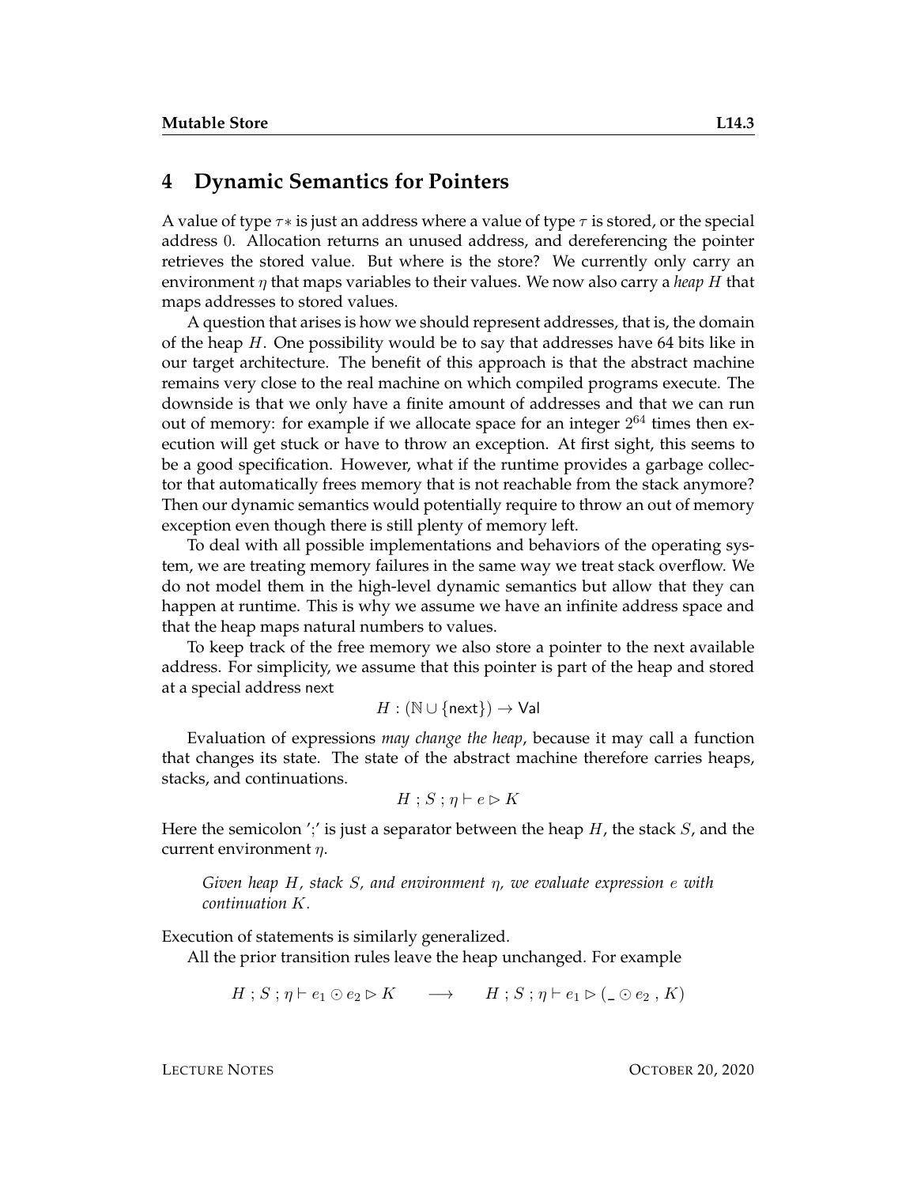## 4 Dynamic Semantics for Pointers

A value of type $\tau*$ is just an address where a value of type $\tau$ is stored, or the special address $0$. Allocation returns an unused address, and dereferencing the pointer retrieves the stored value. But where is the store? We currently only carry an environment $\eta$ that maps variables to their values. We now also carry a *heap* $H$ that maps addresses to stored values.

A question that arises is how we should represent addresses, that is, the domain of the heap $H$. One possibility would be to say that addresses have 64 bits like in our target architecture. The benefit of this approach is that the abstract machine remains very close to the real machine on which compiled programs execute. The downside is that we only have a finite amount of addresses and that we can run out of memory: for example if we allocate space for an integer $2^{64}$ times then execution will get stuck or have to throw an exception. At first sight, this seems to be a good specification. However, what if the runtime provides a garbage collector that automatically frees memory that is not reachable from the stack anymore? Then our dynamic semantics would potentially require to throw an out of memory exception even though there is still plenty of memory left.

To deal with all possible implementations and behaviors of the operating system, we are treating memory failures in the same way we treat stack overflow. We do not model them in the high-level dynamic semantics but allow that they can happen at runtime. This is why we assume we have an infinite address space and that the heap maps natural numbers to values.

To keep track of the free memory we also store a pointer to the next available address. For simplicity, we assume that this pointer is part of the heap and stored at a special address next

$$H : (\mathbb{N} \cup \{\mathsf{next}\}) \to \mathsf{Val}$$

Evaluation of expressions *may change the heap*, because it may call a function that changes its state. The state of the abstract machine therefore carries heaps, stacks, and continuations.

$$H \,;\, S \,;\, \eta \vdash e \rhd K$$

Here the semicolon ';' is just a separator between the heap $H$, the stack $S$, and the current environment $\eta$.

> *Given heap $H$, stack $S$, and environment $\eta$, we evaluate expression $e$ with continuation $K$.*

Execution of statements is similarly generalized.

All the prior transition rules leave the heap unchanged. For example

$$H \,;\, S \,;\, \eta \vdash e_1 \odot e_2 \rhd K \quad \longrightarrow \quad H \,;\, S \,;\, \eta \vdash e_1 \rhd (\_ \odot e_2 \,,\, K)$$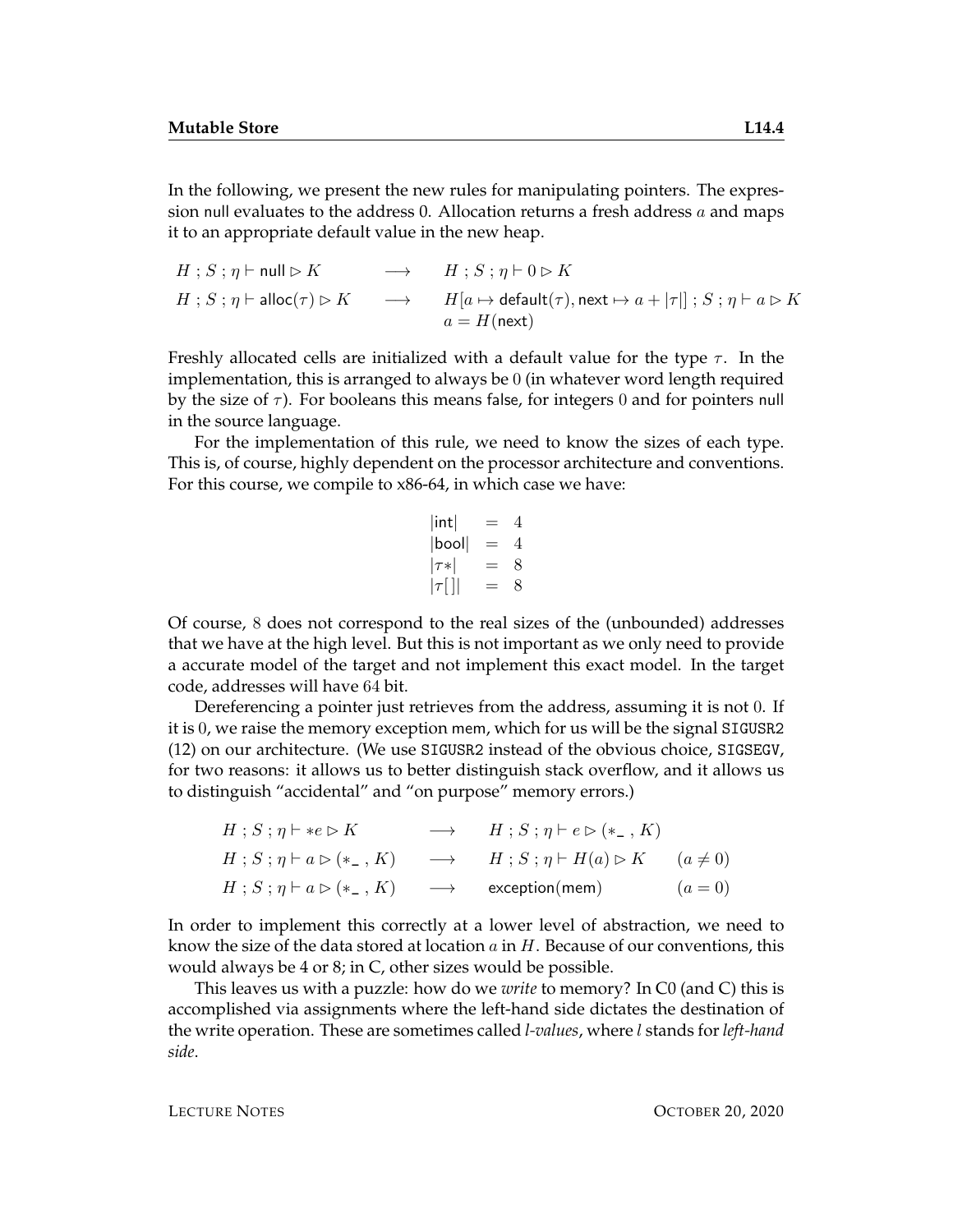In the following, we present the new rules for manipulating pointers. The expression null evaluates to the address 0. Allocation returns a fresh address $a$ and maps it to an appropriate default value in the new heap.

$$
\begin{array}{lcl}
H \,;\, S \,;\, \eta \vdash \mathsf{null} \rhd K & \longrightarrow & H \,;\, S \,;\, \eta \vdash 0 \rhd K \\
H \,;\, S \,;\, \eta \vdash \mathsf{alloc}(\tau) \rhd K & \longrightarrow & H[a \mapsto \mathsf{default}(\tau), \mathsf{next} \mapsto a + |\tau|] \,;\, S \,;\, \eta \vdash a \rhd K \\
 & & a = H(\mathsf{next})
\end{array}
$$

Freshly allocated cells are initialized with a default value for the type $\tau$. In the implementation, this is arranged to always be 0 (in whatever word length required by the size of $\tau$). For booleans this means false, for integers 0 and for pointers null in the source language.

For the implementation of this rule, we need to know the sizes of each type. This is, of course, highly dependent on the processor architecture and conventions. For this course, we compile to x86-64, in which case we have:

$$
\begin{array}{lcl}
|\mathsf{int}| & = & 4 \\
|\mathsf{bool}| & = & 4 \\
|\tau *| & = & 8 \\
|\tau[\,]| & = & 8
\end{array}
$$

Of course, 8 does not correspond to the real sizes of the (unbounded) addresses that we have at the high level. But this is not important as we only need to provide a accurate model of the target and not implement this exact model. In the target code, addresses will have 64 bit.

Dereferencing a pointer just retrieves from the address, assuming it is not 0. If it is 0, we raise the memory exception mem, which for us will be the signal SIGUSR2 (12) on our architecture. (We use SIGUSR2 instead of the obvious choice, SIGSEGV, for two reasons: it allows us to better distinguish stack overflow, and it allows us to distinguish "accidental" and "on purpose" memory errors.)

$$
\begin{array}{lcll}
H \,;\, S \,;\, \eta \vdash *e \rhd K & \longrightarrow & H \,;\, S \,;\, \eta \vdash e \rhd (*\_ \,,\, K) & \\
H \,;\, S \,;\, \eta \vdash a \rhd (*\_ \,,\, K) & \longrightarrow & H \,;\, S \,;\, \eta \vdash H(a) \rhd K & (a \neq 0) \\
H \,;\, S \,;\, \eta \vdash a \rhd (*\_ \,,\, K) & \longrightarrow & \mathsf{exception}(\mathsf{mem}) & (a = 0)
\end{array}
$$

In order to implement this correctly at a lower level of abstraction, we need to know the size of the data stored at location $a$ in $H$. Because of our conventions, this would always be 4 or 8; in C, other sizes would be possible.

This leaves us with a puzzle: how do we *write* to memory? In C0 (and C) this is accomplished via assignments where the left-hand side dictates the destination of the write operation. These are sometimes called *l-values*, where *l* stands for *left-hand side*.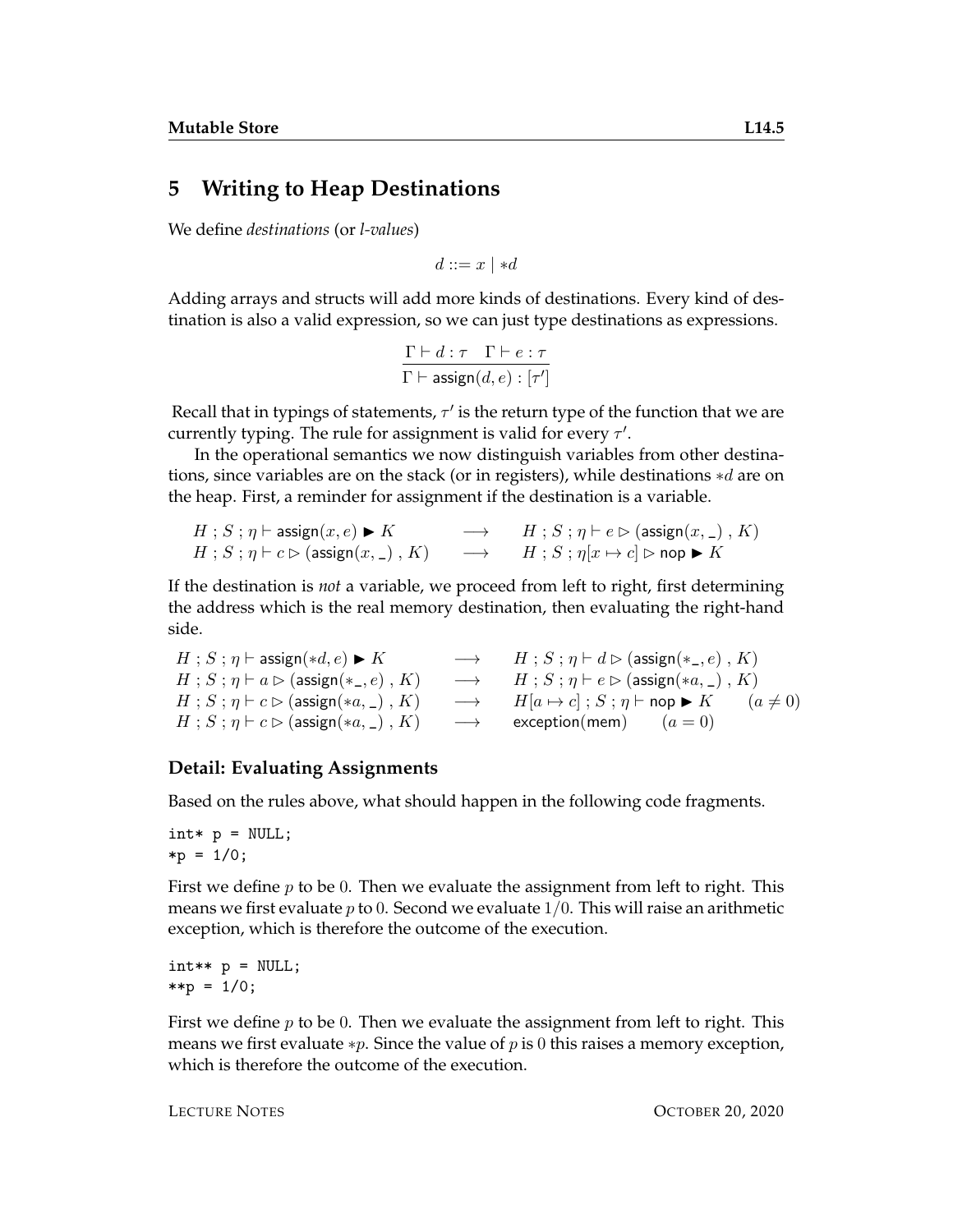## 5 Writing to Heap Destinations

We define *destinations* (or *l-values*)

$$d ::= x \mid *d$$

Adding arrays and structs will add more kinds of destinations. Every kind of destination is also a valid expression, so we can just type destinations as expressions.

$$\frac{\Gamma \vdash d : \tau \quad \Gamma \vdash e : \tau}{\Gamma \vdash \mathsf{assign}(d, e) : [\tau']}$$

Recall that in typings of statements, $\tau'$ is the return type of the function that we are currently typing. The rule for assignment is valid for every $\tau'$.

In the operational semantics we now distinguish variables from other destinations, since variables are on the stack (or in registers), while destinations $*d$ are on the heap. First, a reminder for assignment if the destination is a variable.

$$
\begin{array}{lcl}
H \,;\, S \,;\, \eta \vdash \mathsf{assign}(x, e) \blacktriangleright K & \longrightarrow & H \,;\, S \,;\, \eta \vdash e \rhd (\mathsf{assign}(x, \_)\ ,\ K) \\
H \,;\, S \,;\, \eta \vdash c \rhd (\mathsf{assign}(x, \_)\ ,\ K) & \longrightarrow & H \,;\, S \,;\, \eta[x \mapsto c] \rhd \mathsf{nop} \blacktriangleright K
\end{array}
$$

If the destination is *not* a variable, we proceed from left to right, first determining the address which is the real memory destination, then evaluating the right-hand side.

$$
\begin{array}{lcll}
H \,;\, S \,;\, \eta \vdash \mathsf{assign}(*d, e) \blacktriangleright K & \longrightarrow & H \,;\, S \,;\, \eta \vdash d \rhd (\mathsf{assign}(*\_, e)\ ,\ K) & \\
H \,;\, S \,;\, \eta \vdash a \rhd (\mathsf{assign}(*\_, e)\ ,\ K) & \longrightarrow & H \,;\, S \,;\, \eta \vdash e \rhd (\mathsf{assign}(*a, \_)\ ,\ K) & \\
H \,;\, S \,;\, \eta \vdash c \rhd (\mathsf{assign}(*a, \_)\ ,\ K) & \longrightarrow & H[a \mapsto c] \,;\, S \,;\, \eta \vdash \mathsf{nop} \blacktriangleright K & (a \neq 0) \\
H \,;\, S \,;\, \eta \vdash c \rhd (\mathsf{assign}(*a, \_)\ ,\ K) & \longrightarrow & \mathsf{exception}(\mathsf{mem}) \quad (a = 0) &
\end{array}
$$

### Detail: Evaluating Assignments

Based on the rules above, what should happen in the following code fragments.

```
int* p = NULL;
*p = 1/0;
```

First we define $p$ to be $0$. Then we evaluate the assignment from left to right. This means we first evaluate $p$ to $0$. Second we evaluate $1/0$. This will raise an arithmetic exception, which is therefore the outcome of the execution.

```
int** p = NULL;
**p = 1/0;
```

First we define $p$ to be $0$. Then we evaluate the assignment from left to right. This means we first evaluate $*p$. Since the value of $p$ is $0$ this raises a memory exception, which is therefore the outcome of the execution.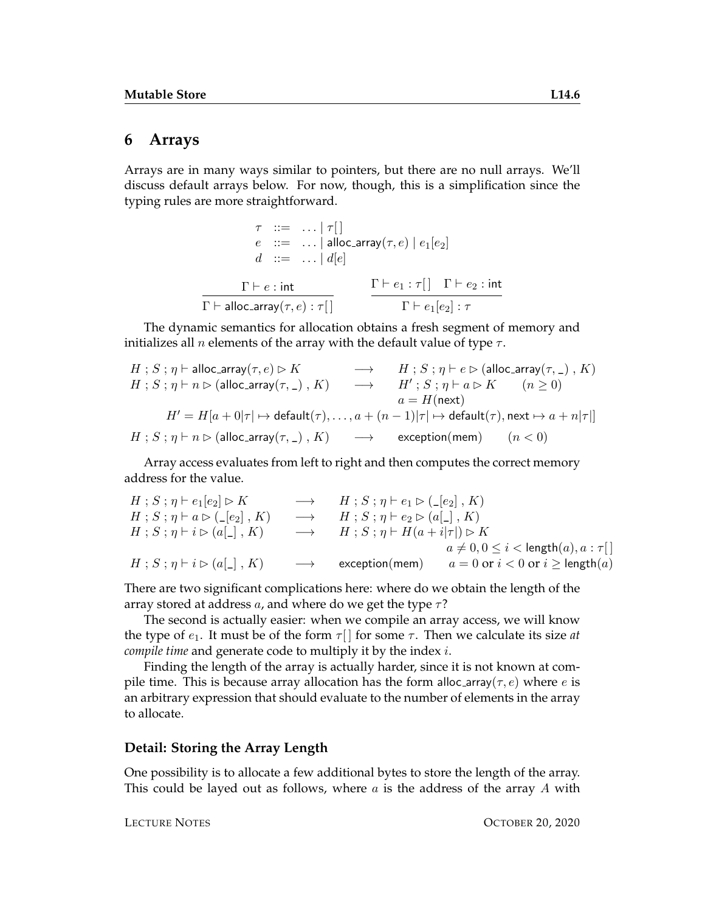## 6 Arrays

Arrays are in many ways similar to pointers, but there are no null arrays. We'll discuss default arrays below. For now, though, this is a simplification since the typing rules are more straightforward.

$$
\begin{array}{rcl}
\tau & ::= & \ldots \mid \tau[\,] \\
e & ::= & \ldots \mid \mathsf{alloc\_array}(\tau, e) \mid e_1[e_2] \\
d & ::= & \ldots \mid d[e]
\end{array}
$$

$$
\frac{\Gamma \vdash e : \mathsf{int}}{\Gamma \vdash \mathsf{alloc\_array}(\tau, e) : \tau[\,]}
\qquad
\frac{\Gamma \vdash e_1 : \tau[\,] \quad \Gamma \vdash e_2 : \mathsf{int}}{\Gamma \vdash e_1[e_2] : \tau}
$$

The dynamic semantics for allocation obtains a fresh segment of memory and initializes all $n$ elements of the array with the default value of type $\tau$.

$$
\begin{array}{lcll}
H \,;\, S \,;\, \eta \vdash \mathsf{alloc\_array}(\tau, e) \rhd K & \longrightarrow & H \,;\, S \,;\, \eta \vdash e \rhd (\mathsf{alloc\_array}(\tau, \_) \,,\, K) & \\
H \,;\, S \,;\, \eta \vdash n \rhd (\mathsf{alloc\_array}(\tau, \_) \,,\, K) & \longrightarrow & H' \,;\, S \,;\, \eta \vdash a \rhd K \qquad (n \geq 0) & \\
& & a = H(\mathsf{next}) & \\
\multicolumn{4}{c}{H' = H[a + 0|\tau| \mapsto \mathsf{default}(\tau), \ldots, a + (n-1)|\tau| \mapsto \mathsf{default}(\tau), \mathsf{next} \mapsto a + n|\tau|]} \\
H \,;\, S \,;\, \eta \vdash n \rhd (\mathsf{alloc\_array}(\tau, \_) \,,\, K) & \longrightarrow & \mathsf{exception(mem)} \qquad (n < 0) &
\end{array}
$$

Array access evaluates from left to right and then computes the correct memory address for the value.

$$
\begin{array}{lcll}
H \,;\, S \,;\, \eta \vdash e_1[e_2] \rhd K & \longrightarrow & H \,;\, S \,;\, \eta \vdash e_1 \rhd (\_[e_2] \,,\, K) & \\
H \,;\, S \,;\, \eta \vdash a \rhd (\_[e_2] \,,\, K) & \longrightarrow & H \,;\, S \,;\, \eta \vdash e_2 \rhd (a[\_] \,,\, K) & \\
H \,;\, S \,;\, \eta \vdash i \rhd (a[\_] \,,\, K) & \longrightarrow & H \,;\, S \,;\, \eta \vdash H(a + i|\tau|) \rhd K & \\
& & & a \neq 0, 0 \leq i < \mathsf{length}(a), a : \tau[\,] \\
H \,;\, S \,;\, \eta \vdash i \rhd (a[\_] \,,\, K) & \longrightarrow & \mathsf{exception(mem)} & a = 0 \text{ or } i < 0 \text{ or } i \geq \mathsf{length}(a)
\end{array}
$$

There are two significant complications here: where do we obtain the length of the array stored at address $a$, and where do we get the type $\tau$?

The second is actually easier: when we compile an array access, we will know the type of $e_1$. It must be of the form $\tau[\,]$ for some $\tau$. Then we calculate its size *at compile time* and generate code to multiply it by the index $i$.

Finding the length of the array is actually harder, since it is not known at compile time. This is because array allocation has the form $\mathsf{alloc\_array}(\tau, e)$ where $e$ is an arbitrary expression that should evaluate to the number of elements in the array to allocate.

### Detail: Storing the Array Length

One possibility is to allocate a few additional bytes to store the length of the array. This could be layed out as follows, where $a$ is the address of the array $A$ with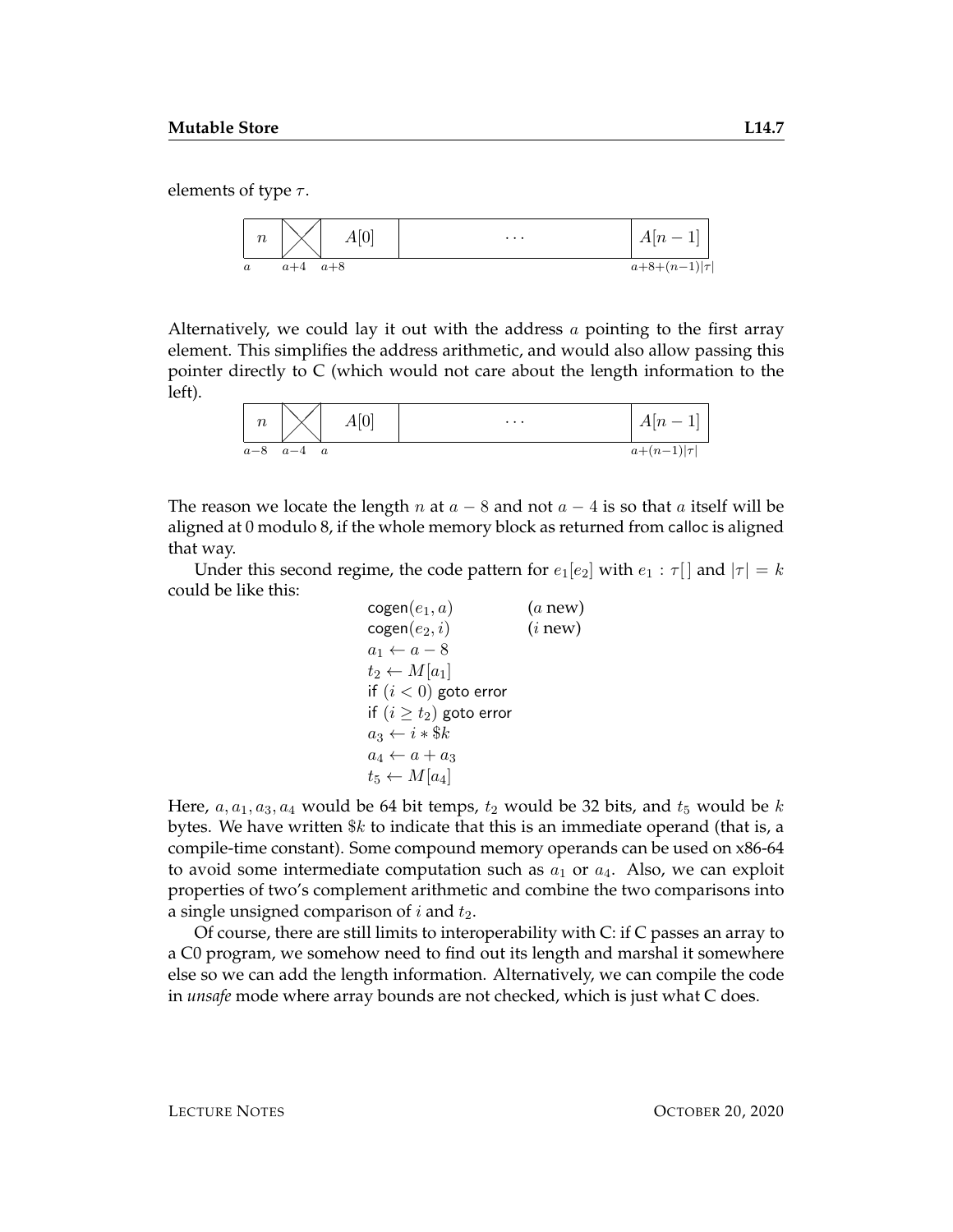elements of type $\tau$.

| $n$ | $\times$ | $A[0]$ | $\cdots$ | $A[n-1]$ |
|---|---|---|---|---|
| $a$ | $a{+}4$ | $a{+}8$ | | $a{+}8{+}(n{-}1)\vert\tau\vert$ |

Alternatively, we could lay it out with the address $a$ pointing to the first array element. This simplifies the address arithmetic, and would also allow passing this pointer directly to C (which would not care about the length information to the left).

| $n$ | $\times$ | $A[0]$ | $\cdots$ | $A[n-1]$ |
|---|---|---|---|---|
| $a{-}8$ | $a{-}4$ | $a$ | | $a{+}(n{-}1)\vert\tau\vert$ |

The reason we locate the length $n$ at $a-8$ and not $a-4$ is so that $a$ itself will be aligned at 0 modulo 8, if the whole memory block as returned from calloc is aligned that way.

Under this second regime, the code pattern for $e_1[e_2]$ with $e_1 : \tau[\,]$ and $|\tau| = k$ could be like this:

$$
\begin{array}{ll}
\mathsf{cogen}(e_1, a) & (a \text{ new}) \\
\mathsf{cogen}(e_2, i) & (i \text{ new}) \\
a_1 \leftarrow a - 8 & \\
t_2 \leftarrow M[a_1] & \\
\mathsf{if}\ (i < 0)\ \mathsf{goto\ error} & \\
\mathsf{if}\ (i \geq t_2)\ \mathsf{goto\ error} & \\
a_3 \leftarrow i * \$k & \\
a_4 \leftarrow a + a_3 & \\
t_5 \leftarrow M[a_4] &
\end{array}
$$

Here, $a, a_1, a_3, a_4$ would be 64 bit temps, $t_2$ would be 32 bits, and $t_5$ would be $k$ bytes. We have written $\$k$ to indicate that this is an immediate operand (that is, a compile-time constant). Some compound memory operands can be used on x86-64 to avoid some intermediate computation such as $a_1$ or $a_4$. Also, we can exploit properties of two's complement arithmetic and combine the two comparisons into a single unsigned comparison of $i$ and $t_2$.

Of course, there are still limits to interoperability with C: if C passes an array to a C0 program, we somehow need to find out its length and marshal it somewhere else so we can add the length information. Alternatively, we can compile the code in *unsafe* mode where array bounds are not checked, which is just what C does.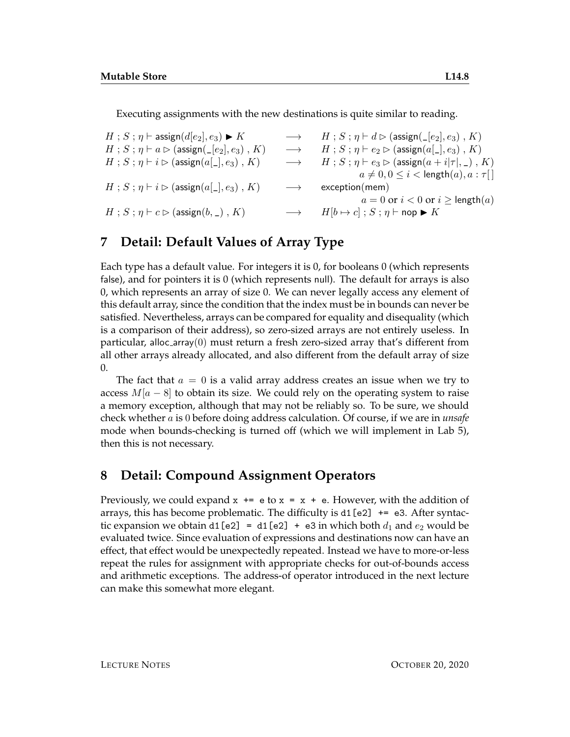Executing assignments with the new destinations is quite similar to reading.

$$
\begin{array}{lcl}
H \; ; S \; ; \eta \vdash \mathsf{assign}(d[e_2], e_3) \blacktriangleright K & \longrightarrow & H \; ; S \; ; \eta \vdash d \rhd (\mathsf{assign}(\_[e_2], e_3)\;,\; K) \\
H \; ; S \; ; \eta \vdash a \rhd (\mathsf{assign}(\_[e_2], e_3)\;,\; K) & \longrightarrow & H \; ; S \; ; \eta \vdash e_2 \rhd (\mathsf{assign}(a[\_], e_3)\;,\; K) \\
H \; ; S \; ; \eta \vdash i \rhd (\mathsf{assign}(a[\_], e_3)\;,\; K) & \longrightarrow & H \; ; S \; ; \eta \vdash e_3 \rhd (\mathsf{assign}(a + i|\tau|, \_)\;,\; K) \\
 & & \qquad a \neq 0, 0 \leq i < \mathsf{length}(a), a : \tau[\,] \\
H \; ; S \; ; \eta \vdash i \rhd (\mathsf{assign}(a[\_], e_3)\;,\; K) & \longrightarrow & \mathsf{exception}(\mathsf{mem}) \\
 & & \qquad a = 0 \text{ or } i < 0 \text{ or } i \geq \mathsf{length}(a) \\
H \; ; S \; ; \eta \vdash c \rhd (\mathsf{assign}(b, \_)\;,\; K) & \longrightarrow & H[b \mapsto c] \; ; S \; ; \eta \vdash \mathsf{nop} \blacktriangleright K
\end{array}
$$

## 7 Detail: Default Values of Array Type

Each type has a default value. For integers it is 0, for booleans 0 (which represents false), and for pointers it is 0 (which represents null). The default for arrays is also 0, which represents an array of size 0. We can never legally access any element of this default array, since the condition that the index must be in bounds can never be satisfied. Nevertheless, arrays can be compared for equality and disequality (which is a comparison of their address), so zero-sized arrays are not entirely useless. In particular, alloc_array(0) must return a fresh zero-sized array that's different from all other arrays already allocated, and also different from the default array of size 0.

The fact that $a = 0$ is a valid array address creates an issue when we try to access $M[a - 8]$ to obtain its size. We could rely on the operating system to raise a memory exception, although that may not be reliably so. To be sure, we should check whether $a$ is 0 before doing address calculation. Of course, if we are in *unsafe* mode when bounds-checking is turned off (which we will implement in Lab 5), then this is not necessary.

## 8 Detail: Compound Assignment Operators

Previously, we could expand `x += e` to `x = x + e`. However, with the addition of arrays, this has become problematic. The difficulty is `d1[e2] += e3`. After syntactic expansion we obtain `d1[e2] = d1[e2] + e3` in which both $d_1$ and $e_2$ would be evaluated twice. Since evaluation of expressions and destinations now can have an effect, that effect would be unexpectedly repeated. Instead we have to more-or-less repeat the rules for assignment with appropriate checks for out-of-bounds access and arithmetic exceptions. The address-of operator introduced in the next lecture can make this somewhat more elegant.